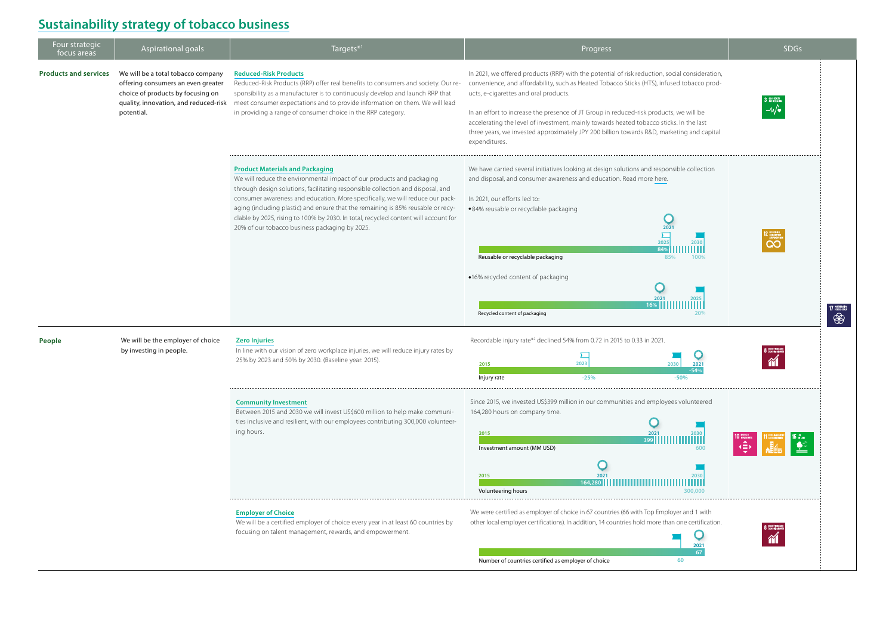# Sustainability strategy of tobacco business

| Four strategic focus areas | Aspirational goals | Targets[*1] | Progress | SDGs |
|---|---|---|---|---|
| **Products and services** | We will be a total tobacco company offering consumers an even greater choice of products by focusing on quality, innovation, and reduced-risk potential. | **Reduced-Risk Products**<br>Reduced-Risk Products (RRP) offer real benefits to consumers and society. Our responsibility as a manufacturer is to continuously develop and launch RRP that meet consumer expectations and to provide information on them. We will lead in providing a range of consumer choice in the RRP category. | In 2021, we offered products (RRP) with the potential of risk reduction, social consideration, convenience, and affordability, such as Heated Tobacco Sticks (HTS), infused tobacco products, e-cigarettes and oral products.<br><br>In an effort to increase the presence of JT Group in reduced-risk products, we will be accelerating the level of investment, mainly towards heated tobacco sticks. In the last three years, we invested approximately JPY 200 billion towards R&D, marketing and capital expenditures. | 3 Good Health and Well-Being |
| | | **Product Materials and Packaging**<br>We will reduce the environmental impact of our products and packaging through design solutions, facilitating responsible collection and disposal, and consumer awareness and education. More specifically, we will reduce our packaging (including plastic) and ensure that the remaining is 85% reusable or recyclable by 2025, rising to 100% by 2030. In total, recycled content will account for 20% of our tobacco business packaging by 2025. | We have carried several initiatives looking at design solutions and responsible collection and disposal, and consumer awareness and education. Read more here.<br><br>In 2021, our efforts led to:<br>• 84% reusable or recyclable packaging<br>Reusable or recyclable packaging: 2021: 84%; 2025: 85%; 2030: 100%<br><br>• 16% recycled content of packaging<br>Recycled content of packaging: 2021: 16%; 2025: 20% | 12 Responsible Consumption and Production |
| **People** | We will be the employer of choice by investing in people. | **Zero Injuries**<br>In line with our vision of zero workplace injuries, we will reduce injury rates by 25% by 2023 and 50% by 2030. (Baseline year: 2015). | Recordable injury rate[*2] declined 54% from 0.72 in 2015 to 0.33 in 2021.<br>Injury rate: 2015; 2023: -25%; 2030: -50%; 2021: -54% | 8 Decent Work and Economic Growth |
| | | **Community Investment**<br>Between 2015 and 2030 we will invest US$600 million to help make communities inclusive and resilient, with our employees contributing 300,000 volunteering hours. | Since 2015, we invested US$399 million in our communities and employees volunteered 164,280 hours on company time.<br>Investment amount (MM USD): 2015; 2021: 399; 2030: 600<br>Volunteering hours: 2015; 2021: 164,280; 2030: 300,000 | 10 Reduced Inequalities, 11 Sustainable Cities and Communities, 15 Life on Land |
| | | **Employer of Choice**<br>We will be a certified employer of choice every year in at least 60 countries by focusing on talent management, rewards, and empowerment. | We were certified as employer of choice in 67 countries (66 with Top Employer and 1 with other local employer certifications). In addition, 14 countries hold more than one certification.<br>Number of countries certified as employer of choice: target 60; 2021: 67 | 8 Decent Work and Economic Growth |

SDGs (all areas): 17 Partnerships for the Goals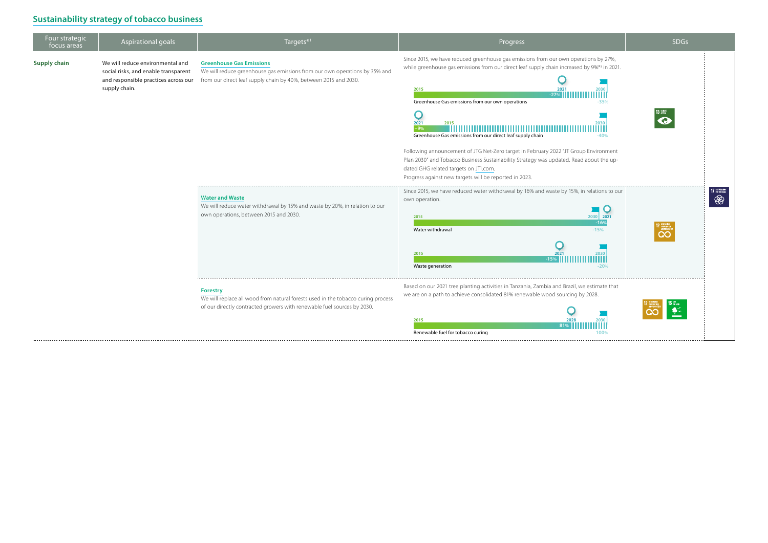## Sustainability strategy of tobacco business

| Four strategic focus areas | Aspirational goals | Targets*[1] | Progress | SDGs |
| --- | --- | --- | --- | --- |
| **Supply chain** | We will reduce environmental and social risks, and enable transparent and responsible practices across our supply chain. | **Greenhouse Gas Emissions**<br>We will reduce greenhouse gas emissions from our own operations by 35% and from our direct leaf supply chain by 40%, between 2015 and 2030. | Since 2015, we have reduced greenhouse gas emissions from our own operations by 27%, while greenhouse gas emissions from our direct leaf supply chain increased by 9%*[3] in 2021.<br>Greenhouse Gas emissions from our own operations: 2015 → 2021: -27% → 2030: -35%<br>Greenhouse Gas emissions from our direct leaf supply chain: 2015 → 2021: +9% → 2030: -40%<br>Following announcement of JTG Net-Zero target in February 2022 "JT Group Environment Plan 2030" and Tobacco Business Sustainability Strategy was updated. Read about the updated GHG related targets on JTI.com.<br>Progress against new targets will be reported in 2023. | 13 CLIMATE ACTION |
| | | **Water and Waste**<br>We will reduce water withdrawal by 15% and waste by 20%, in relation to our own operations, between 2015 and 2030. | Since 2015, we have reduced water withdrawal by 16% and waste by 15%, in relations to our own operation.<br>Water withdrawal: 2015 → 2021: -16% → 2030: -15%<br>Waste generation: 2015 → 2021: -15% → 2030: -20% | 12 RESPONSIBLE CONSUMPTION AND PRODUCTION |
| | | **Forestry**<br>We will replace all wood from natural forests used in the tobacco curing process of our directly contracted growers with renewable fuel sources by 2030. | Based on our 2021 tree planting activities in Tanzania, Zambia and Brazil, we estimate that we are on a path to achieve consolidated 81% renewable wood sourcing by 2028.<br>Renewable fuel for tobacco curing: 2015 → 2028: 81% → 2030: 100% | 12 RESPONSIBLE CONSUMPTION AND PRODUCTION, 15 LIFE ON LAND |

17 PARTNERSHIPS FOR THE GOALS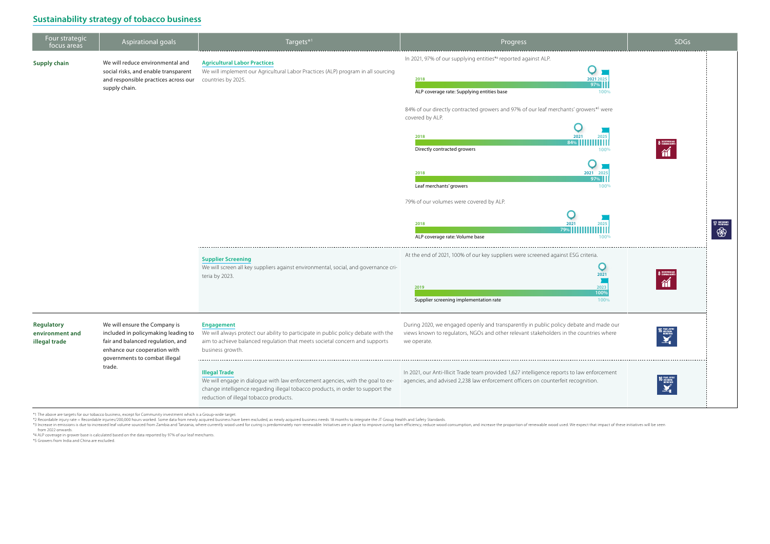## Sustainability strategy of tobacco business

| Four strategic focus areas | Aspirational goals | Targets*1 | Progress | SDGs |
|---|---|---|---|---|
| **Supply chain** | We will reduce environmental and social risks, and enable transparent and responsible practices across our supply chain. | **Agricultural Labor Practices**<br>We will implement our Agricultural Labor Practices (ALP) program in all sourcing countries by 2025. | In 2021, 97% of our supplying entities*4 reported against ALP.<br>2018 2021 2025 97% 100%<br>ALP coverage rate: Supplying entities base<br><br>84% of our directly contracted growers and 97% of our leaf merchants' growers*5 were covered by ALP.<br>2018 2021 2025 84% 100%<br>Directly contracted growers<br>2018 2021 2025 97% 100%<br>Leaf merchants' growers<br><br>79% of our volumes were covered by ALP.<br>2018 2021 2025 79% 100%<br>ALP coverage rate: Volume base | 8 DECENT WORK AND ECONOMIC GROWTH<br>17 PARTNERSHIPS FOR THE GOALS |
| | | **Supplier Screening**<br>We will screen all key suppliers against environmental, social, and governance criteria by 2023. | At the end of 2021, 100% of our key suppliers were screened against ESG criteria.<br>2019 2021 2023 100% 100%<br>Supplier screening implementation rate | 8 DECENT WORK AND ECONOMIC GROWTH |
| **Regulatory environment and illegal trade** | We will ensure the Company is included in policymaking leading to fair and balanced regulation, and enhance our cooperation with governments to combat illegal trade. | **Engagement**<br>We will always protect our ability to participate in public policy debate with the aim to achieve balanced regulation that meets societal concern and supports business growth. | During 2020, we engaged openly and transparently in public policy debate and made our views known to regulators, NGOs and other relevant stakeholders in the countries where we operate. | 16 PEACE, JUSTICE AND STRONG INSTITUTIONS |
| | | **Illegal Trade**<br>We will engage in dialogue with law enforcement agencies, with the goal to exchange intelligence regarding illegal tobacco products, in order to support the reduction of illegal tobacco products. | In 2021, our Anti-Illicit Trade team provided 1,627 intelligence reports to law enforcement agencies, and advised 2,238 law enforcement officers on counterfeit recognition. | 16 PEACE, JUSTICE AND STRONG INSTITUTIONS |

*1 The above are targets for our tobacco business, except for Community investment which is a Group-wide target.
*2 Recordable injury rate = Recordable injuries/200,000 hours worked. Some data from newly acquired business have been excluded, as newly acquired business needs 18 months to integrate the JT Group Health and Safety Standards.
*3 Increase in emissions is due to increased leaf volume sourced from Zambia and Tanzania, where currently wood used for curing is predominately non-renewable. Initiatives are in place to improve curing barn efficiency, reduce wood consumption, and increase the proportion of renewable wood used. We expect that impact of these initiatives will be seen from 2022 onwards.
*4 ALP coverage in grower base is calculated based on the data reported by 97% of our leaf merchants.
*5 Growers from India and China are excluded.